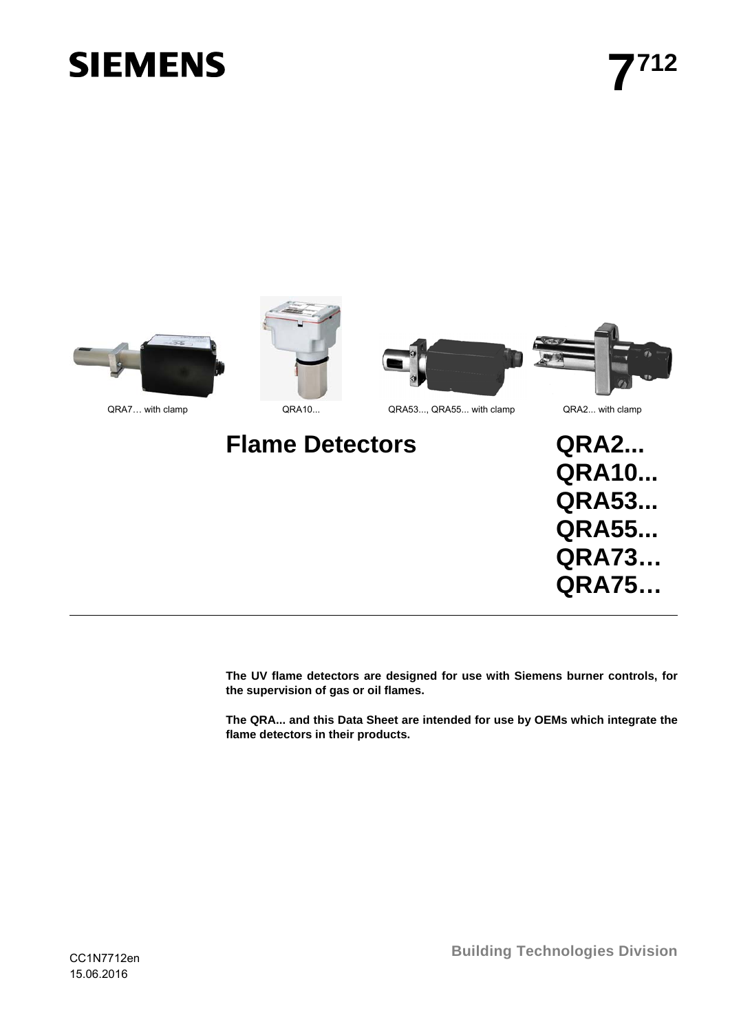SIEMENS

7[712]

QRA7… with clamp

QRA10...

QRA53..., QRA55... with clamp

QRA2... with clamp

# Flame Detectors

**QRA2...**
**QRA10...**
**QRA53...**
**QRA55...**
**QRA73…**
**QRA75…**

**The UV flame detectors are designed for use with Siemens burner controls, for the supervision of gas or oil flames.**

**The QRA... and this Data Sheet are intended for use by OEMs which integrate the flame detectors in their products.**

CC1N7712en
15.06.2016

**Building Technologies Division**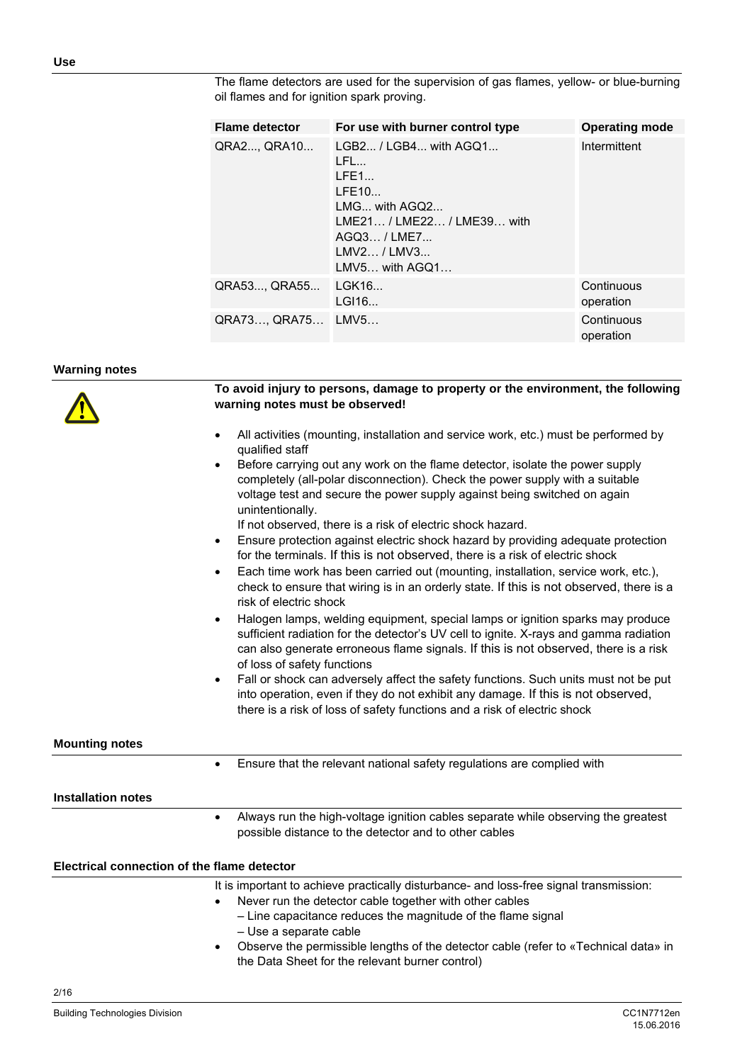## Use

The flame detectors are used for the supervision of gas flames, yellow- or blue-burning oil flames and for ignition spark proving.

| Flame detector | For use with burner control type | Operating mode |
|---|---|---|
| QRA2..., QRA10... | LGB2... / LGB4... with AGQ1...<br>LFL...<br>LFE1...<br>LFE10...<br>LMG... with AGQ2...<br>LME21… / LME22… / LME39… with AGQ3… / LME7...<br>LMV2… / LMV3...<br>LMV5… with AGQ1… | Intermittent |
| QRA53..., QRA55... | LGK16...<br>LGI16... | Continuous operation |
| QRA73…, QRA75… | LMV5… | Continuous operation |

## Warning notes

**To avoid injury to persons, damage to property or the environment, the following warning notes must be observed!**

- All activities (mounting, installation and service work, etc.) must be performed by qualified staff
- Before carrying out any work on the flame detector, isolate the power supply completely (all-polar disconnection). Check the power supply with a suitable voltage test and secure the power supply against being switched on again unintentionally.
  If not observed, there is a risk of electric shock hazard.
- Ensure protection against electric shock hazard by providing adequate protection for the terminals. If this is not observed, there is a risk of electric shock
- Each time work has been carried out (mounting, installation, service work, etc.), check to ensure that wiring is in an orderly state. If this is not observed, there is a risk of electric shock
- Halogen lamps, welding equipment, special lamps or ignition sparks may produce sufficient radiation for the detector's UV cell to ignite. X-rays and gamma radiation can also generate erroneous flame signals. If this is not observed, there is a risk of loss of safety functions
- Fall or shock can adversely affect the safety functions. Such units must not be put into operation, even if they do not exhibit any damage. If this is not observed, there is a risk of loss of safety functions and a risk of electric shock

## Mounting notes

- Ensure that the relevant national safety regulations are complied with

## Installation notes

- Always run the high-voltage ignition cables separate while observing the greatest possible distance to the detector and to other cables

## Electrical connection of the flame detector

It is important to achieve practically disturbance- and loss-free signal transmission:

- Never run the detector cable together with other cables
  – Line capacitance reduces the magnitude of the flame signal
  – Use a separate cable
- Observe the permissible lengths of the detector cable (refer to «Technical data» in the Data Sheet for the relevant burner control)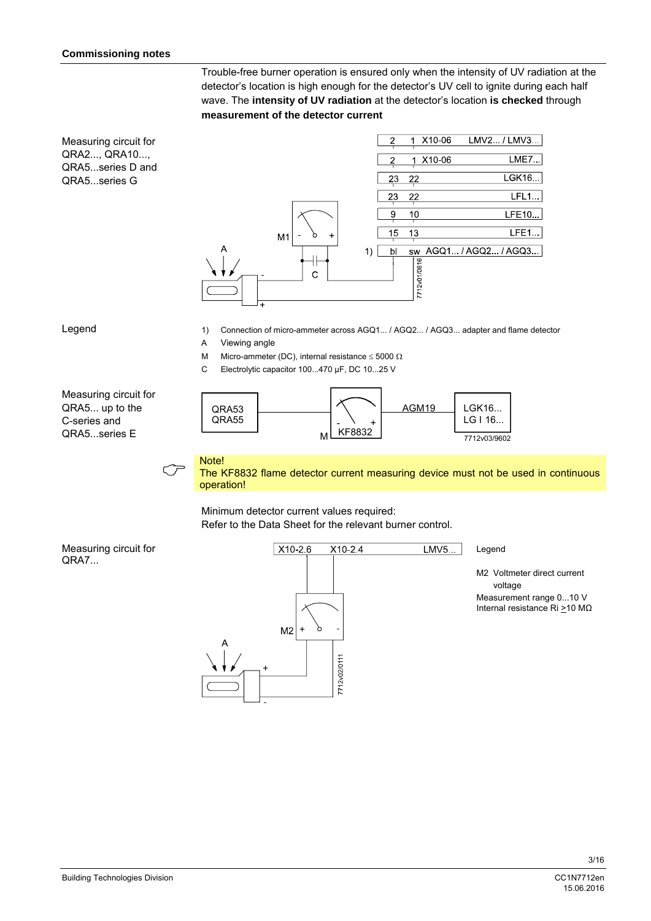## Commissioning notes

Trouble-free burner operation is ensured only when the intensity of UV radiation at the detector's location is high enough for the detector's UV cell to ignite during each half wave. The **intensity of UV radiation** at the detector's location **is checked** through **measurement of the detector current**

Measuring circuit for QRA2..., QRA10..., QRA5...series D and QRA5...series G

| | | | |
|---|---|---|---|
| 2 | 1 | X10-06 | LMV2... / LMV3... |
| 2 | 1 | X10-06 | LME7... |
| 23 | 22 | | LGK16... |
| 23 | 22 | | LFL1... |
| 9 | 10 | | LFE10... |
| 15 | 13 | | LFE1... |
| bl | sw | | AGQ1... / AGQ2... / AGQ3... |

M1, A, C, 1), 7712v01/0616

Legend

1) Connection of micro-ammeter across AGQ1... / AGQ2... / AGQ3... adapter and flame detector
A Viewing angle
M Micro-ammeter (DC), internal resistance ≤ 5000 Ω
C Electrolytic capacitor 100...470 µF, DC 10...25 V

Measuring circuit for QRA5... up to the C-series and QRA5...series E

QRA53 / QRA55 — M KF8832 — AGM19 — LGK16... / LG I 16...

7712v03/9602

Note!
The KF8832 flame detector current measuring device must not be used in continuous operation!

Minimum detector current values required:
Refer to the Data Sheet for the relevant burner control.

Measuring circuit for QRA7...

X10-2.6 X10-2.4 LMV5...

M2, A, 7712v02/0111

Legend

M2 Voltmeter direct current voltage
Measurement range 0...10 V
Internal resistance Ri ≥10 MΩ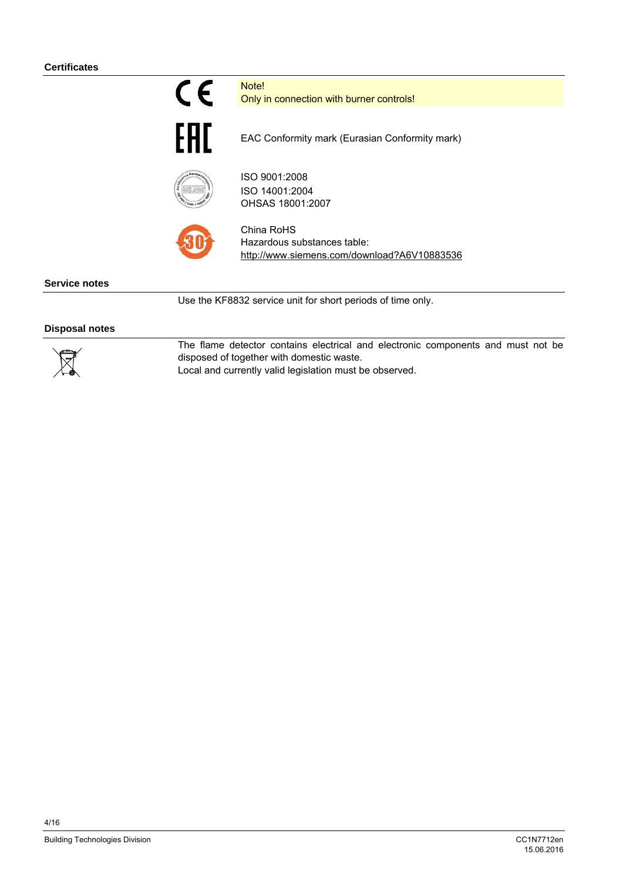## Certificates

Note!
Only in connection with burner controls!

EAC Conformity mark (Eurasian Conformity mark)

ISO 9001:2008
ISO 14001:2004
OHSAS 18001:2007

China RoHS
Hazardous substances table:
http://www.siemens.com/download?A6V10883536

## Service notes

Use the KF8832 service unit for short periods of time only.

## Disposal notes

The flame detector contains electrical and electronic components and must not be disposed of together with domestic waste.
Local and currently valid legislation must be observed.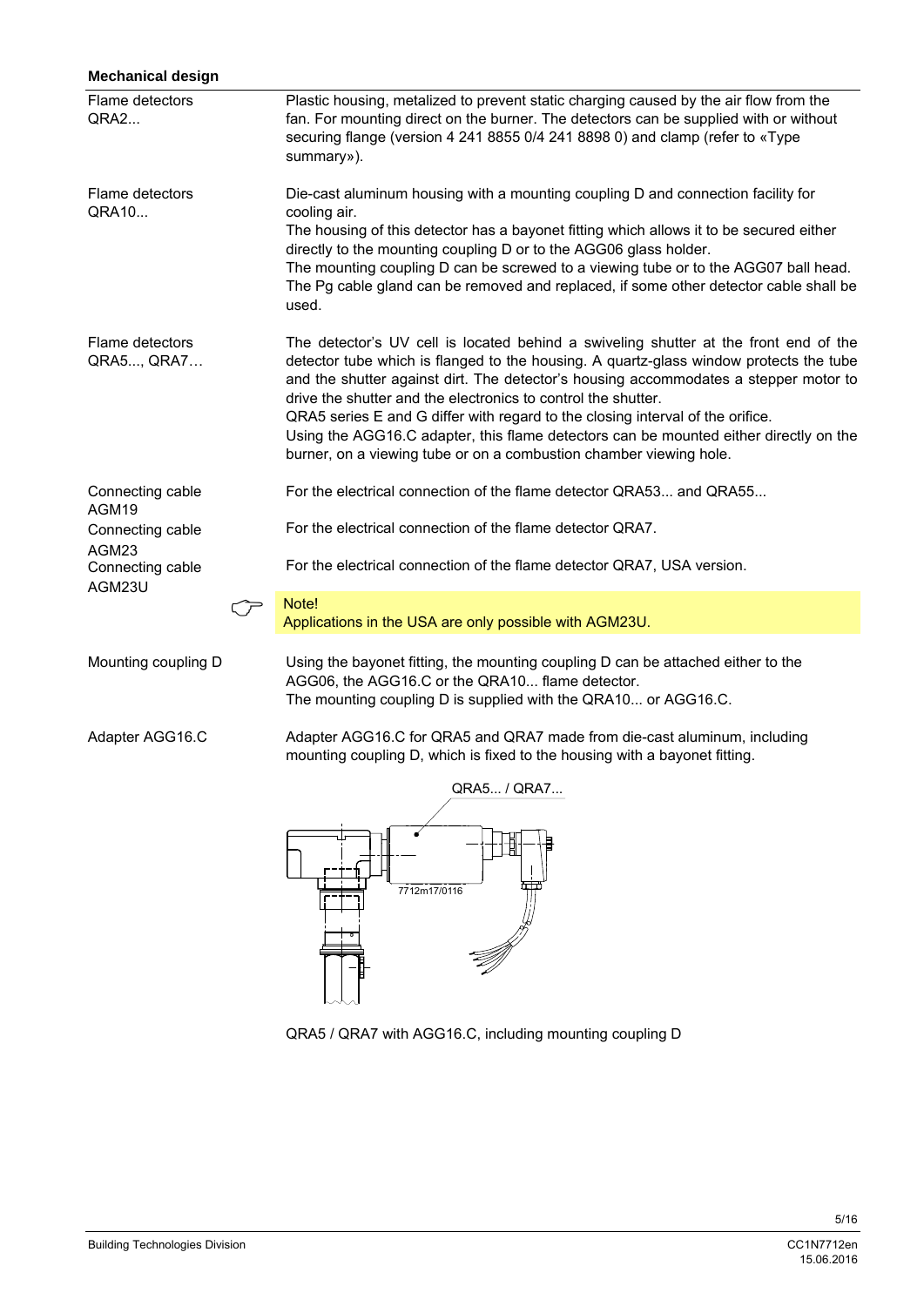## Mechanical design

| | |
|---|---|
| Flame detectors QRA2... | Plastic housing, metalized to prevent static charging caused by the air flow from the fan. For mounting direct on the burner. The detectors can be supplied with or without securing flange (version 4 241 8855 0/4 241 8898 0) and clamp (refer to «Type summary»). |
| Flame detectors QRA10... | Die-cast aluminum housing with a mounting coupling D and connection facility for cooling air.<br>The housing of this detector has a bayonet fitting which allows it to be secured either directly to the mounting coupling D or to the AGG06 glass holder.<br>The mounting coupling D can be screwed to a viewing tube or to the AGG07 ball head.<br>The Pg cable gland can be removed and replaced, if some other detector cable shall be used. |
| Flame detectors QRA5..., QRA7… | The detector's UV cell is located behind a swiveling shutter at the front end of the detector tube which is flanged to the housing. A quartz-glass window protects the tube and the shutter against dirt. The detector's housing accommodates a stepper motor to drive the shutter and the electronics to control the shutter.<br>QRA5 series E and G differ with regard to the closing interval of the orifice.<br>Using the AGG16.C adapter, this flame detectors can be mounted either directly on the burner, on a viewing tube or on a combustion chamber viewing hole. |
| Connecting cable AGM19 | For the electrical connection of the flame detector QRA53... and QRA55... |
| Connecting cable AGM23 | For the electrical connection of the flame detector QRA7. |
| Connecting cable AGM23U | For the electrical connection of the flame detector QRA7, USA version. |

**Note!**
Applications in the USA are only possible with AGM23U.

| | |
|---|---|
| Mounting coupling D | Using the bayonet fitting, the mounting coupling D can be attached either to the AGG06, the AGG16.C or the QRA10... flame detector.<br>The mounting coupling D is supplied with the QRA10... or AGG16.C. |
| Adapter AGG16.C | Adapter AGG16.C for QRA5 and QRA7 made from die-cast aluminum, including mounting coupling D, which is fixed to the housing with a bayonet fitting. |

QRA5... / QRA7...

7712m17/0116

QRA5 / QRA7 with AGG16.C, including mounting coupling D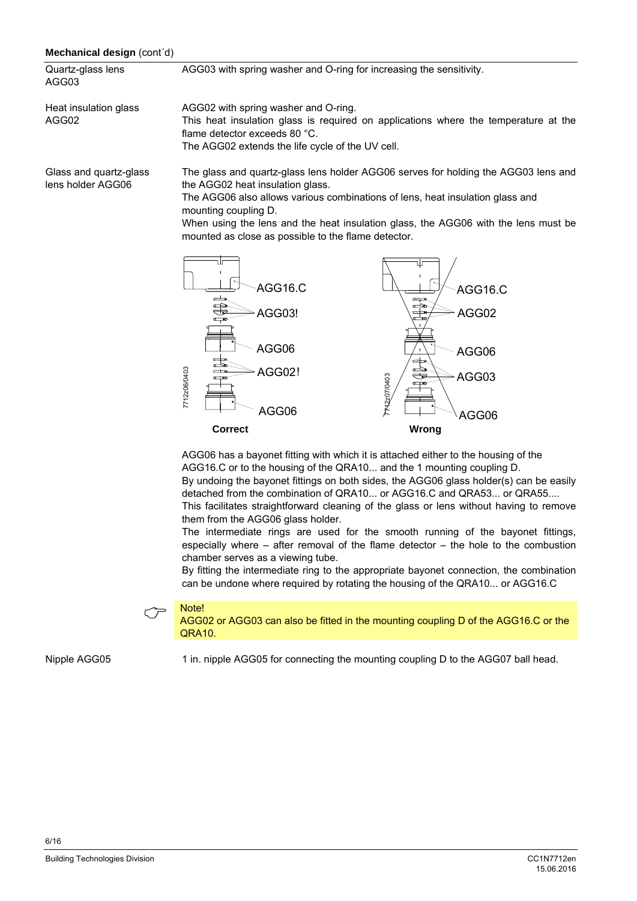**Mechanical design** (cont´d)

| | |
|---|---|
| Quartz-glass lens AGG03 | AGG03 with spring washer and O-ring for increasing the sensitivity. |
| Heat insulation glass AGG02 | AGG02 with spring washer and O-ring.<br>This heat insulation glass is required on applications where the temperature at the flame detector exceeds 80 °C.<br>The AGG02 extends the life cycle of the UV cell. |
| Glass and quartz-glass lens holder AGG06 | The glass and quartz-glass lens holder AGG06 serves for holding the AGG03 lens and the AGG02 heat insulation glass.<br>The AGG06 also allows various combinations of lens, heat insulation glass and mounting coupling D.<br>When using the lens and the heat insulation glass, the AGG06 with the lens must be mounted as close as possible to the flame detector. |

AGG16.C
AGG03!
AGG06
AGG02!
AGG06
7712z06/0403
**Correct**

AGG16.C
AGG02
AGG06
AGG03
AGG06
7712z07/0403
**Wrong**

AGG06 has a bayonet fitting with which it is attached either to the housing of the AGG16.C or to the housing of the QRA10... and the 1 mounting coupling D.
By undoing the bayonet fittings on both sides, the AGG06 glass holder(s) can be easily detached from the combination of QRA10... or AGG16.C and QRA53... or QRA55....
This facilitates straightforward cleaning of the glass or lens without having to remove them from the AGG06 glass holder.
The intermediate rings are used for the smooth running of the bayonet fittings, especially where – after removal of the flame detector – the hole to the combustion chamber serves as a viewing tube.
By fitting the intermediate ring to the appropriate bayonet connection, the combination can be undone where required by rotating the housing of the QRA10... or AGG16.C

> Note!
> AGG02 or AGG03 can also be fitted in the mounting coupling D of the AGG16.C or the QRA10.

| | |
|---|---|
| Nipple AGG05 | 1 in. nipple AGG05 for connecting the mounting coupling D to the AGG07 ball head. |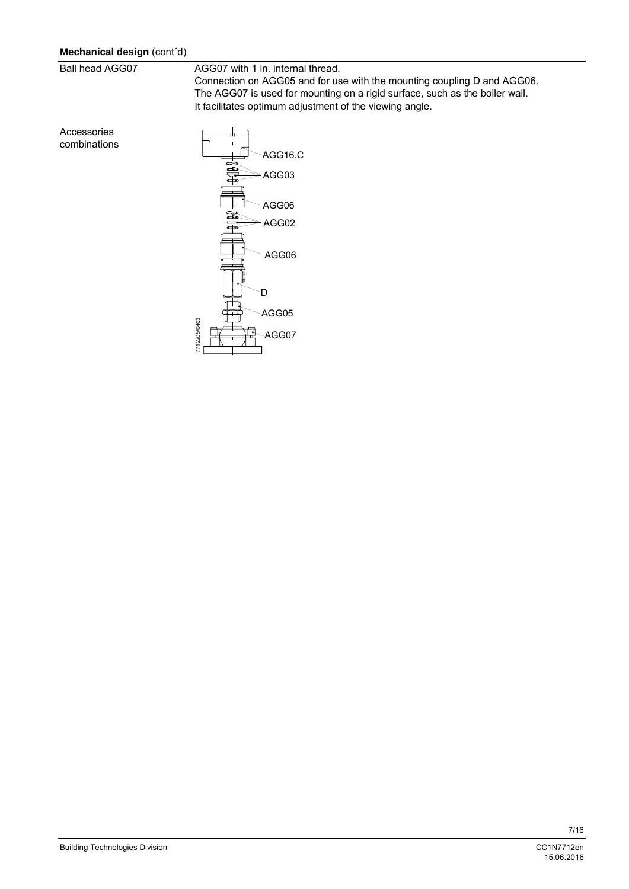**Mechanical design** (cont´d)

Ball head AGG07

AGG07 with 1 in. internal thread.
Connection on AGG05 and for use with the mounting coupling D and AGG06.
The AGG07 is used for mounting on a rigid surface, such as the boiler wall.
It facilitates optimum adjustment of the viewing angle.

Accessories combinations

AGG16.C
AGG03
AGG06
AGG02
AGG06
D
AGG05
AGG07

7712z05/0403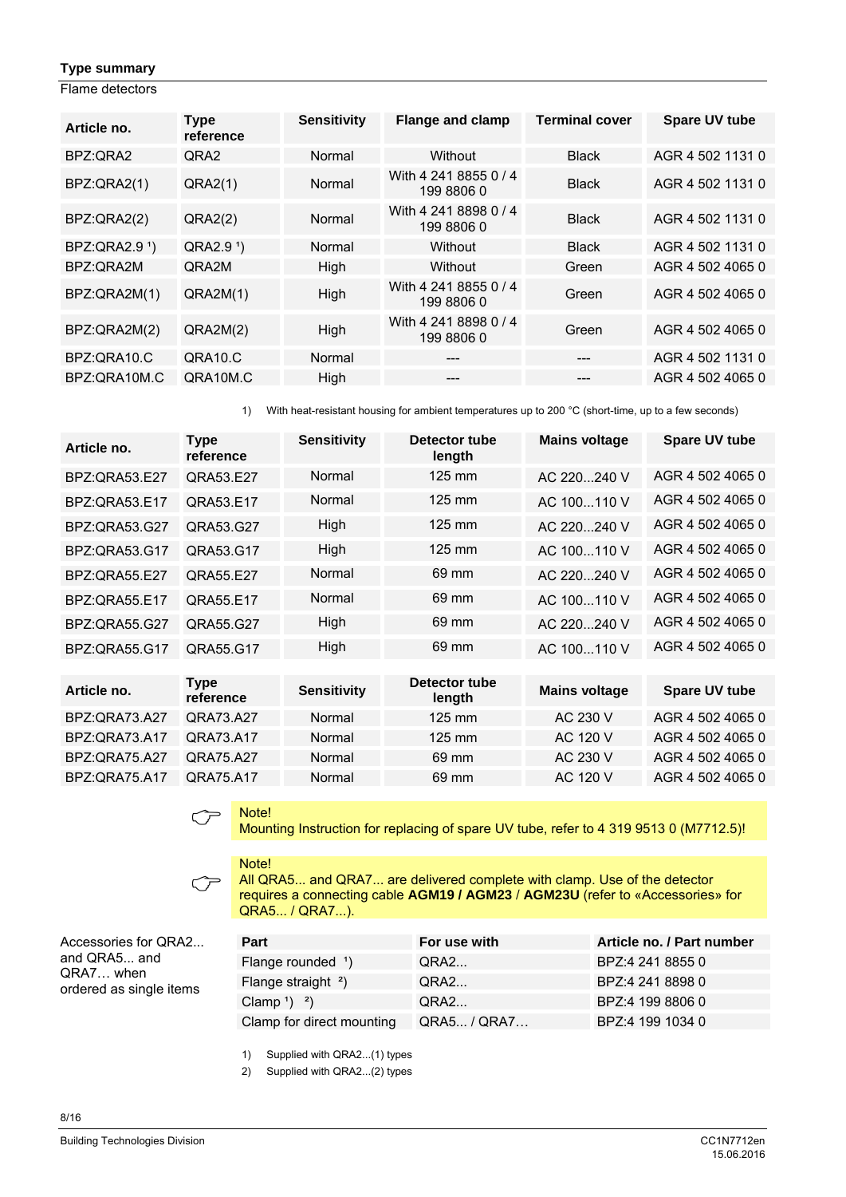**Type summary**

Flame detectors

| Article no. | Type reference | Sensitivity | Flange and clamp | Terminal cover | Spare UV tube |
|---|---|---|---|---|---|
| BPZ:QRA2 | QRA2 | Normal | Without | Black | AGR 4 502 1131 0 |
| BPZ:QRA2(1) | QRA2(1) | Normal | With 4 241 8855 0 / 4 199 8806 0 | Black | AGR 4 502 1131 0 |
| BPZ:QRA2(2) | QRA2(2) | Normal | With 4 241 8898 0 / 4 199 8806 0 | Black | AGR 4 502 1131 0 |
| BPZ:QRA2.9 [1]) | QRA2.9 [1]) | Normal | Without | Black | AGR 4 502 1131 0 |
| BPZ:QRA2M | QRA2M | High | Without | Green | AGR 4 502 4065 0 |
| BPZ:QRA2M(1) | QRA2M(1) | High | With 4 241 8855 0 / 4 199 8806 0 | Green | AGR 4 502 4065 0 |
| BPZ:QRA2M(2) | QRA2M(2) | High | With 4 241 8898 0 / 4 199 8806 0 | Green | AGR 4 502 4065 0 |
| BPZ:QRA10.C | QRA10.C | Normal | --- | --- | AGR 4 502 1131 0 |
| BPZ:QRA10M.C | QRA10M.C | High | --- | --- | AGR 4 502 4065 0 |

1) With heat-resistant housing for ambient temperatures up to 200 °C (short-time, up to a few seconds)

| Article no. | Type reference | Sensitivity | Detector tube length | Mains voltage | Spare UV tube |
|---|---|---|---|---|---|
| BPZ:QRA53.E27 | QRA53.E27 | Normal | 125 mm | AC 220...240 V | AGR 4 502 4065 0 |
| BPZ:QRA53.E17 | QRA53.E17 | Normal | 125 mm | AC 100...110 V | AGR 4 502 4065 0 |
| BPZ:QRA53.G27 | QRA53.G27 | High | 125 mm | AC 220...240 V | AGR 4 502 4065 0 |
| BPZ:QRA53.G17 | QRA53.G17 | High | 125 mm | AC 100...110 V | AGR 4 502 4065 0 |
| BPZ:QRA55.E27 | QRA55.E27 | Normal | 69 mm | AC 220...240 V | AGR 4 502 4065 0 |
| BPZ:QRA55.E17 | QRA55.E17 | Normal | 69 mm | AC 100...110 V | AGR 4 502 4065 0 |
| BPZ:QRA55.G27 | QRA55.G27 | High | 69 mm | AC 220...240 V | AGR 4 502 4065 0 |
| BPZ:QRA55.G17 | QRA55.G17 | High | 69 mm | AC 100...110 V | AGR 4 502 4065 0 |

| Article no. | Type reference | Sensitivity | Detector tube length | Mains voltage | Spare UV tube |
|---|---|---|---|---|---|
| BPZ:QRA73.A27 | QRA73.A27 | Normal | 125 mm | AC 230 V | AGR 4 502 4065 0 |
| BPZ:QRA73.A17 | QRA73.A17 | Normal | 125 mm | AC 120 V | AGR 4 502 4065 0 |
| BPZ:QRA75.A27 | QRA75.A27 | Normal | 69 mm | AC 230 V | AGR 4 502 4065 0 |
| BPZ:QRA75.A17 | QRA75.A17 | Normal | 69 mm | AC 120 V | AGR 4 502 4065 0 |

Note!
Mounting Instruction for replacing of spare UV tube, refer to 4 319 9513 0 (M7712.5)!

Note!
All QRA5... and QRA7... are delivered complete with clamp. Use of the detector requires a connecting cable **AGM19 / AGM23** / **AGM23U** (refer to «Accessories» for QRA5... / QRA7...).

Accessories for QRA2... and QRA5... and QRA7… when ordered as single items

| Part | For use with | Article no. / Part number |
|---|---|---|
| Flange rounded [1]) | QRA2... | BPZ:4 241 8855 0 |
| Flange straight [2]) | QRA2... | BPZ:4 241 8898 0 |
| Clamp [1]) [2]) | QRA2... | BPZ:4 199 8806 0 |
| Clamp for direct mounting | QRA5... / QRA7… | BPZ:4 199 1034 0 |

1) Supplied with QRA2...(1) types

2) Supplied with QRA2...(2) types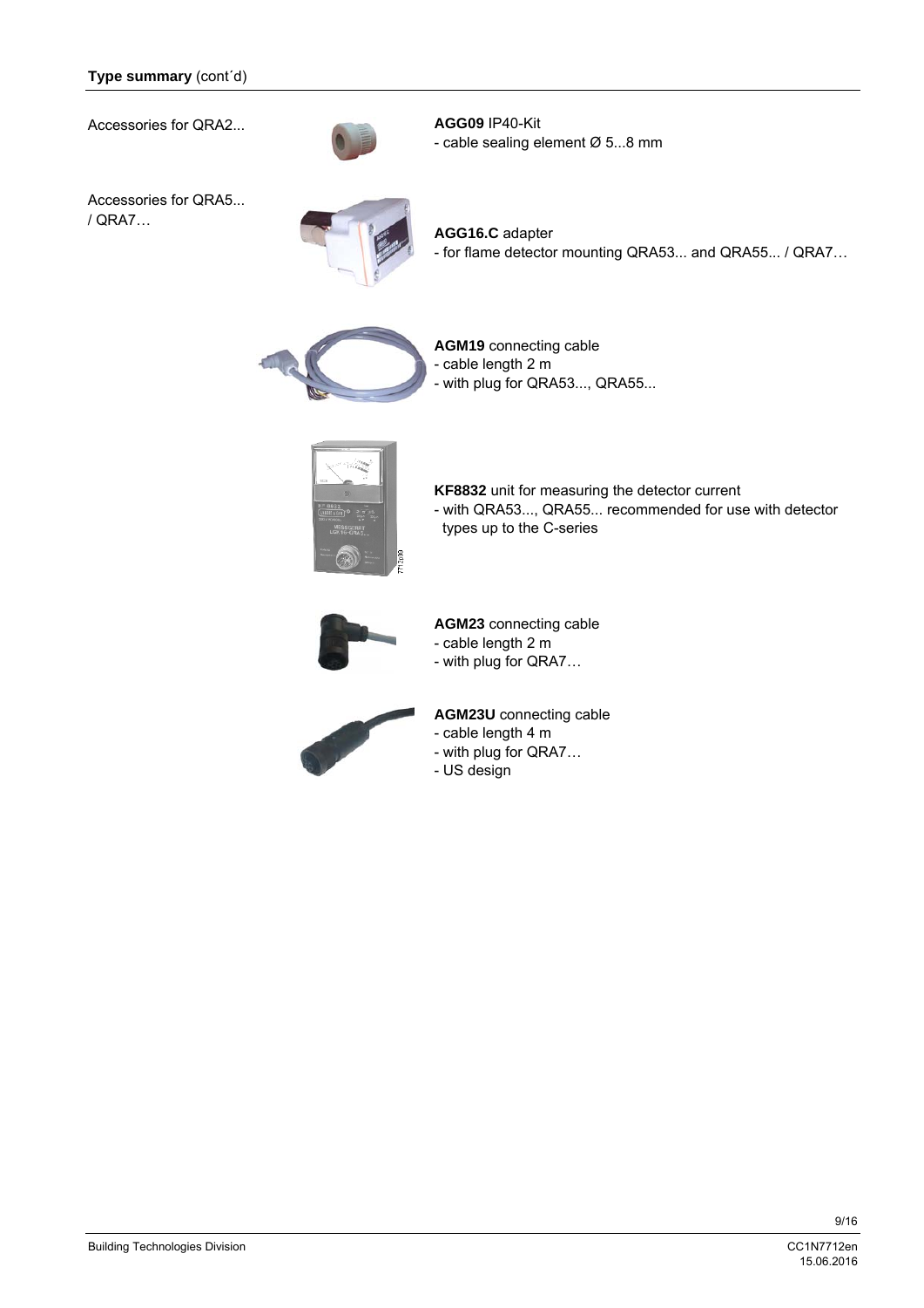**Type summary** (cont´d)

Accessories for QRA2...

**AGG09** IP40-Kit
- cable sealing element Ø 5...8 mm

Accessories for QRA5... / QRA7…

**AGG16.C** adapter
- for flame detector mounting QRA53... and QRA55... / QRA7…

**AGM19** connecting cable
- cable length 2 m
- with plug for QRA53..., QRA55...

**KF8832** unit for measuring the detector current
- with QRA53..., QRA55... recommended for use with detector types up to the C-series

**AGM23** connecting cable
- cable length 2 m
- with plug for QRA7…

**AGM23U** connecting cable
- cable length 4 m
- with plug for QRA7…
- US design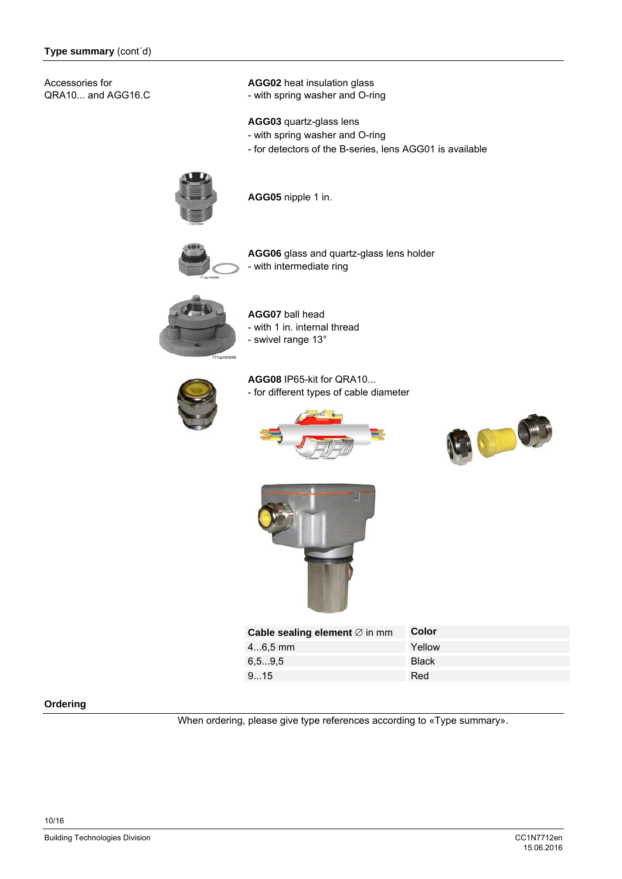**Type summary** (cont´d)

Accessories for QRA10... and AGG16.C

**AGG02** heat insulation glass
- with spring washer and O-ring

**AGG03** quartz-glass lens
- with spring washer and O-ring
- for detectors of the B-series, lens AGG01 is available

**AGG05** nipple 1 in.

**AGG06** glass and quartz-glass lens holder
- with intermediate ring

**AGG07** ball head
- with 1 in. internal thread
- swivel range 13°

**AGG08** IP65-kit for QRA10...
- for different types of cable diameter

| Cable sealing element ∅ in mm | Color |
|---|---|
| 4...6,5 mm | Yellow |
| 6,5...9,5 | Black |
| 9...15 | Red |

## Ordering

When ordering, please give type references according to «Type summary».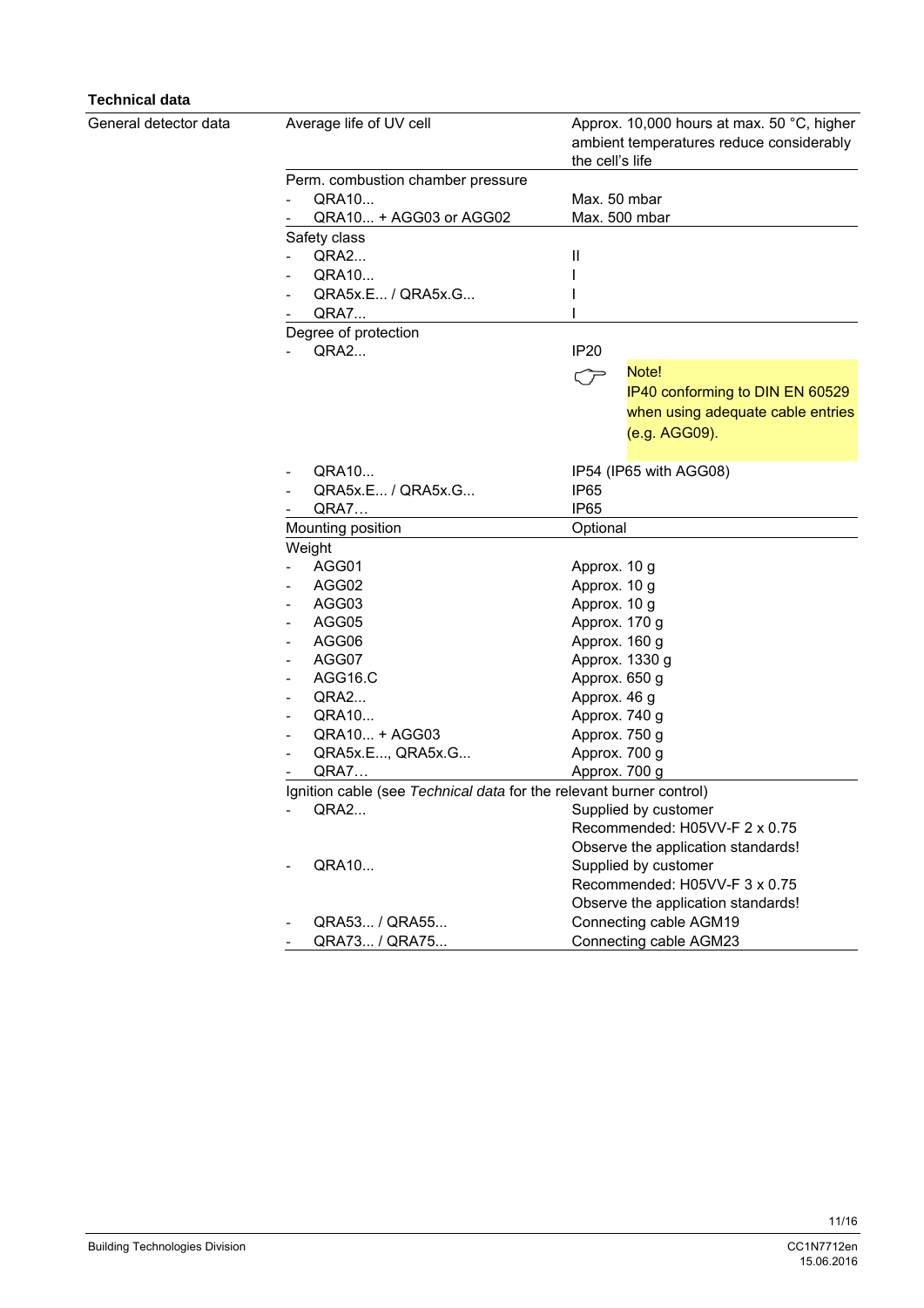### Technical data

| General detector data | | |
|---|---|---|
| | Average life of UV cell | Approx. 10,000 hours at max. 50 °C, higher ambient temperatures reduce considerably the cell's life |
| | Perm. combustion chamber pressure | |
| | - QRA10... | Max. 50 mbar |
| | - QRA10... + AGG03 or AGG02 | Max. 500 mbar |
| | Safety class | |
| | - QRA2... | II |
| | - QRA10... | I |
| | - QRA5x.E... / QRA5x.G... | I |
| | - QRA7... | I |
| | Degree of protection | |
| | - QRA2... | IP20<br>Note!<br>IP40 conforming to DIN EN 60529 when using adequate cable entries (e.g. AGG09). |
| | - QRA10... | IP54 (IP65 with AGG08) |
| | - QRA5x.E... / QRA5x.G... | IP65 |
| | - QRA7… | IP65 |
| | Mounting position | Optional |
| | Weight | |
| | - AGG01 | Approx. 10 g |
| | - AGG02 | Approx. 10 g |
| | - AGG03 | Approx. 10 g |
| | - AGG05 | Approx. 170 g |
| | - AGG06 | Approx. 160 g |
| | - AGG07 | Approx. 1330 g |
| | - AGG16.C | Approx. 650 g |
| | - QRA2... | Approx. 46 g |
| | - QRA10... | Approx. 740 g |
| | - QRA10... + AGG03 | Approx. 750 g |
| | - QRA5x.E..., QRA5x.G... | Approx. 700 g |
| | - QRA7… | Approx. 700 g |
| | Ignition cable (see *Technical data* for the relevant burner control) | |
| | - QRA2... | Supplied by customer<br>Recommended: H05VV-F 2 x 0.75<br>Observe the application standards! |
| | - QRA10... | Supplied by customer<br>Recommended: H05VV-F 3 x 0.75<br>Observe the application standards! |
| | - QRA53... / QRA55... | Connecting cable AGM19 |
| | - QRA73... / QRA75... | Connecting cable AGM23 |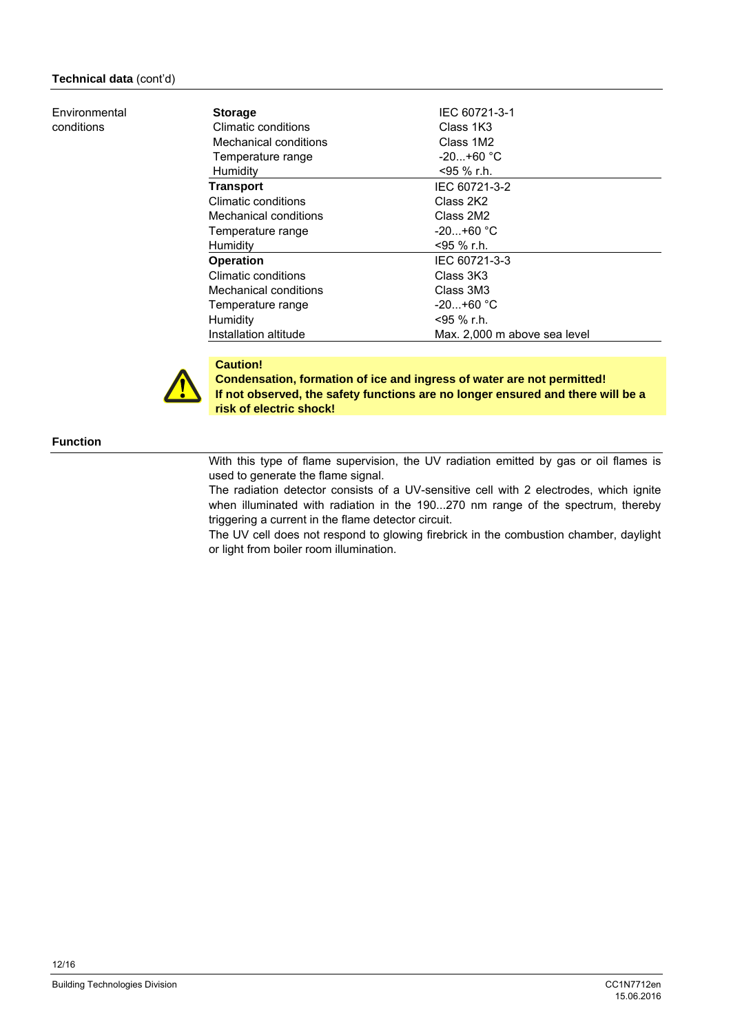**Technical data** (cont'd)

| Environmental conditions | | |
|---|---|---|
| | **Storage** | IEC 60721-3-1 |
| | Climatic conditions | Class 1K3 |
| | Mechanical conditions | Class 1M2 |
| | Temperature range | -20...+60 °C |
| | Humidity | <95 % r.h. |
| | **Transport** | IEC 60721-3-2 |
| | Climatic conditions | Class 2K2 |
| | Mechanical conditions | Class 2M2 |
| | Temperature range | -20...+60 °C |
| | Humidity | <95 % r.h. |
| | **Operation** | IEC 60721-3-3 |
| | Climatic conditions | Class 3K3 |
| | Mechanical conditions | Class 3M3 |
| | Temperature range | -20...+60 °C |
| | Humidity | <95 % r.h. |
| | Installation altitude | Max. 2,000 m above sea level |

**Caution!**
**Condensation, formation of ice and ingress of water are not permitted!**
**If not observed, the safety functions are no longer ensured and there will be a risk of electric shock!**

## Function

With this type of flame supervision, the UV radiation emitted by gas or oil flames is used to generate the flame signal.
The radiation detector consists of a UV-sensitive cell with 2 electrodes, which ignite when illuminated with radiation in the 190...270 nm range of the spectrum, thereby triggering a current in the flame detector circuit.
The UV cell does not respond to glowing firebrick in the combustion chamber, daylight or light from boiler room illumination.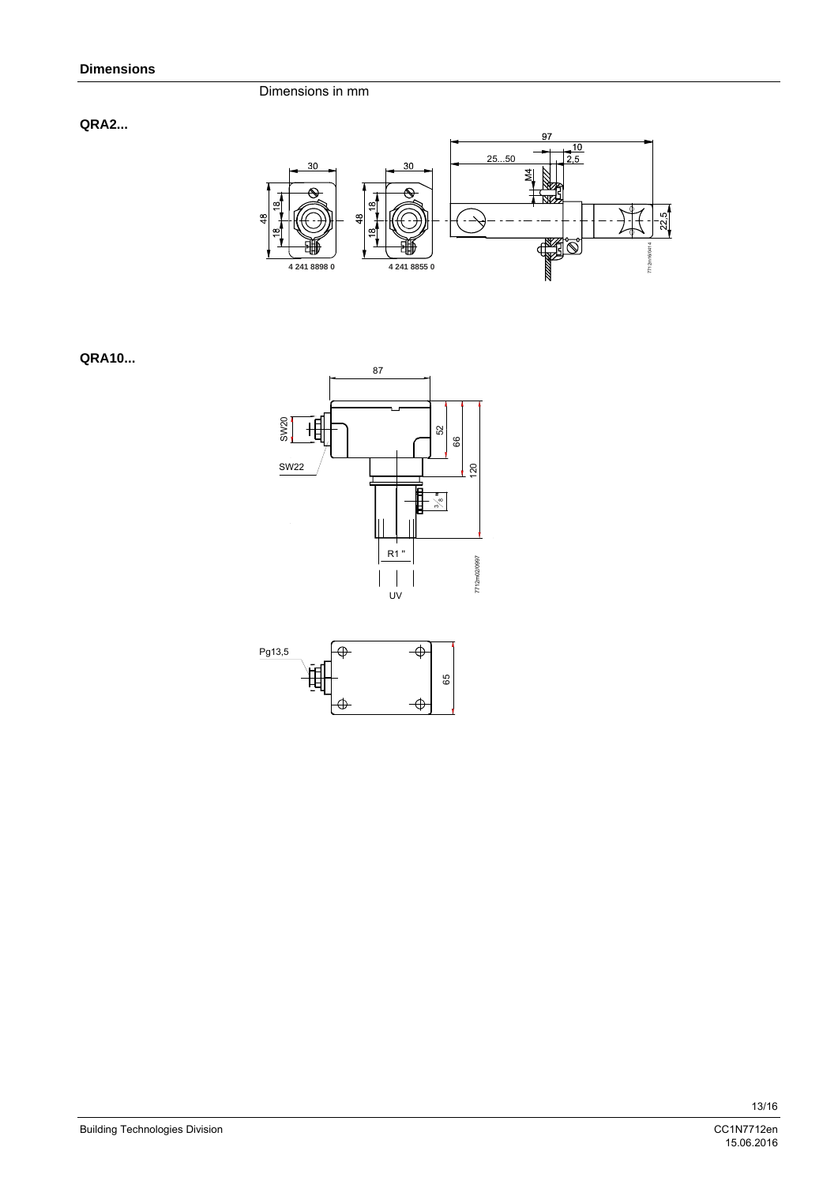## Dimensions

Dimensions in mm

**QRA2...**

4 241 8898 0

4 241 8855 0

**QRA10...**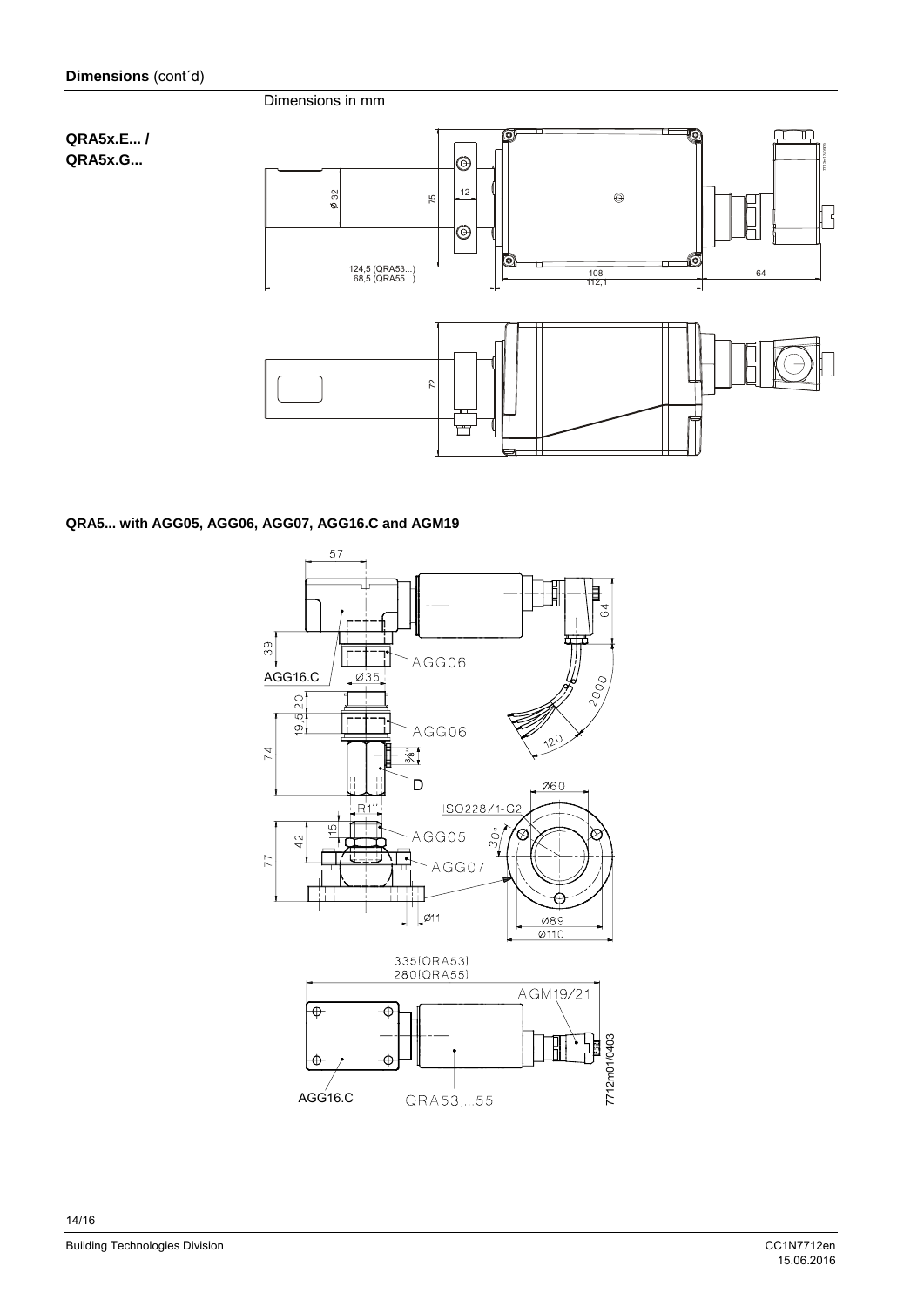**Dimensions** (cont´d)

Dimensions in mm

**QRA5x.E... / QRA5x.G...**

**QRA5... with AGG05, AGG06, AGG07, AGG16.C and AGM19**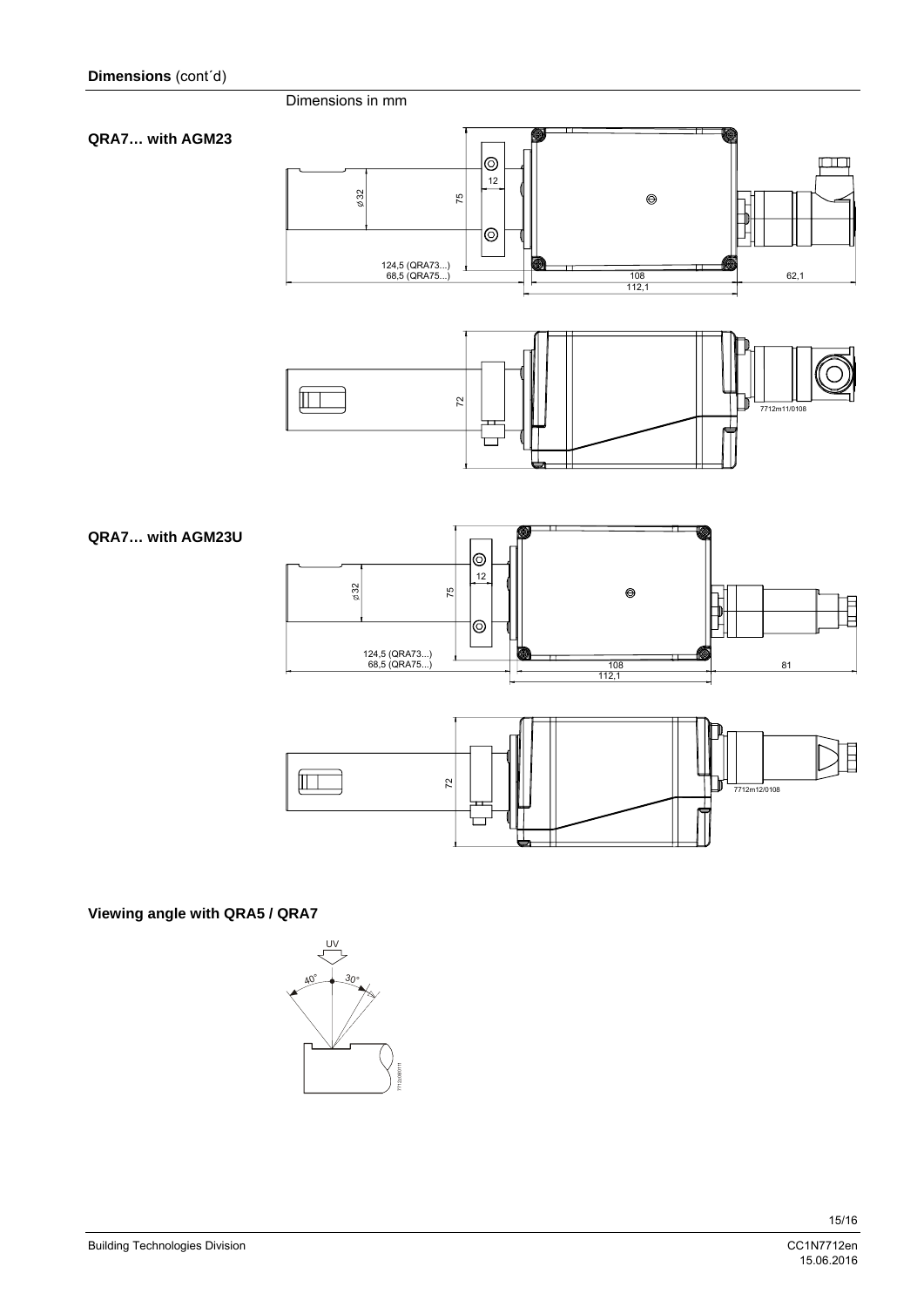**Dimensions** (cont´d)

Dimensions in mm

**QRA7… with AGM23**

**QRA7… with AGM23U**

**Viewing angle with QRA5 / QRA7**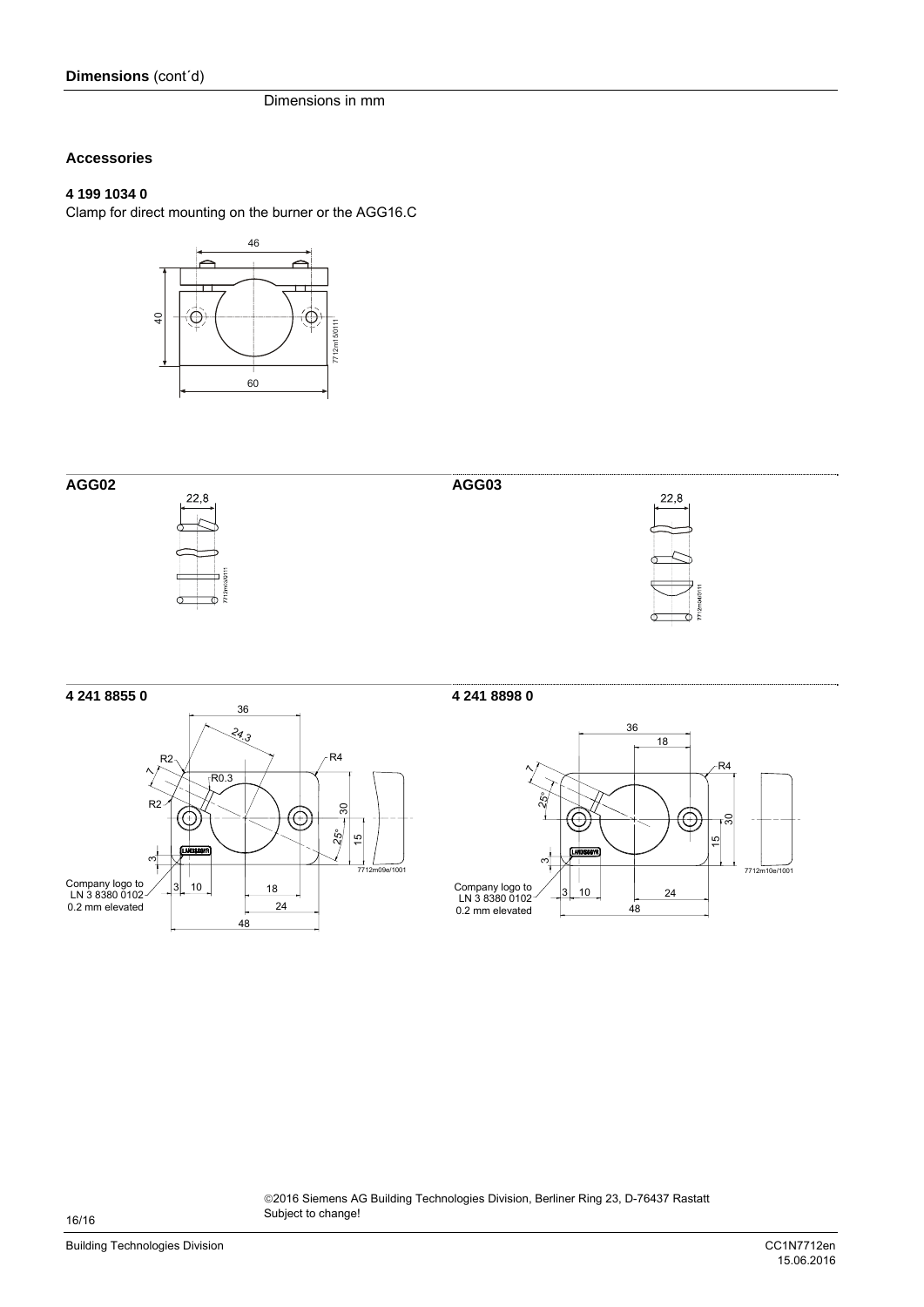## Dimensions (cont´d)

Dimensions in mm

### Accessories

**4 199 1034 0**

Clamp for direct mounting on the burner or the AGG16.C

46

40

60

7712m15/0111

**AGG02**

22,8

7712m03/0111

**AGG03**

22,8

7712m04/0111

**4 241 8855 0**

36

24,3

R2

7

R0.3

R2

R4

30

25°

15

3

7712m09e/1001

Company logo to LN 3 8380 0102 0.2 mm elevated

3 10

18

24

48

**4 241 8898 0**

36

18

7

25°

R4

30

15

3

7712m10e/1001

Company logo to LN 3 8380 0102 0.2 mm elevated

3 10

24

48

©2016 Siemens AG Building Technologies Division, Berliner Ring 23, D-76437 Rastatt
Subject to change!